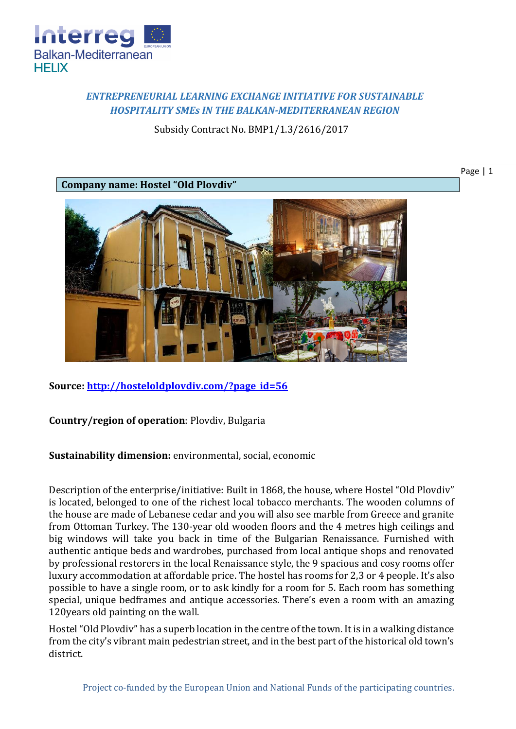*ENTREPRENEURIAL LEARNING EXCHANGE INITIATIVE FOR SUSTAINABLE HOSPITALITY SMEs IN THE BALKAN-MEDITERRANEAN REGION*

Subsidy Contract No. BMP1/1.3/2616/2017

**Company name: Hostel "Old Plovdiv"**

**Source:** [http://hosteloldplovdiv.com/?page_id=56](http://hosteloldplovdiv.com/?page_id=56)

**Country/region of operation**: Plovdiv, Bulgaria

**Sustainability dimension:** environmental, social, economic

Description of the enterprise/initiative: Built in 1868, the house, where Hostel "Old Plovdiv" is located, belonged to one of the richest local tobacco merchants. The wooden columns of the house are made of Lebanese cedar and you will also see marble from Greece and granite from Ottoman Turkey. The 130-year old wooden floors and the 4 metres high ceilings and big windows will take you back in time of the Bulgarian Renaissance. Furnished with authentic antique beds and wardrobes, purchased from local antique shops and renovated by professional restorers in the local Renaissance style, the 9 spacious and cosy rooms offer luxury accommodation at affordable price. The hostel has rooms for 2,3 or 4 people. It's also possible to have a single room, or to ask kindly for a room for 5. Each room has something special, unique bedframes and antique accessories. There's even a room with an amazing 120years old painting on the wall.

Hostel "Old Plovdiv" has a superb location in the centre of the town. It is in a walking distance from the city's vibrant main pedestrian street, and in the best part of the historical old town's district.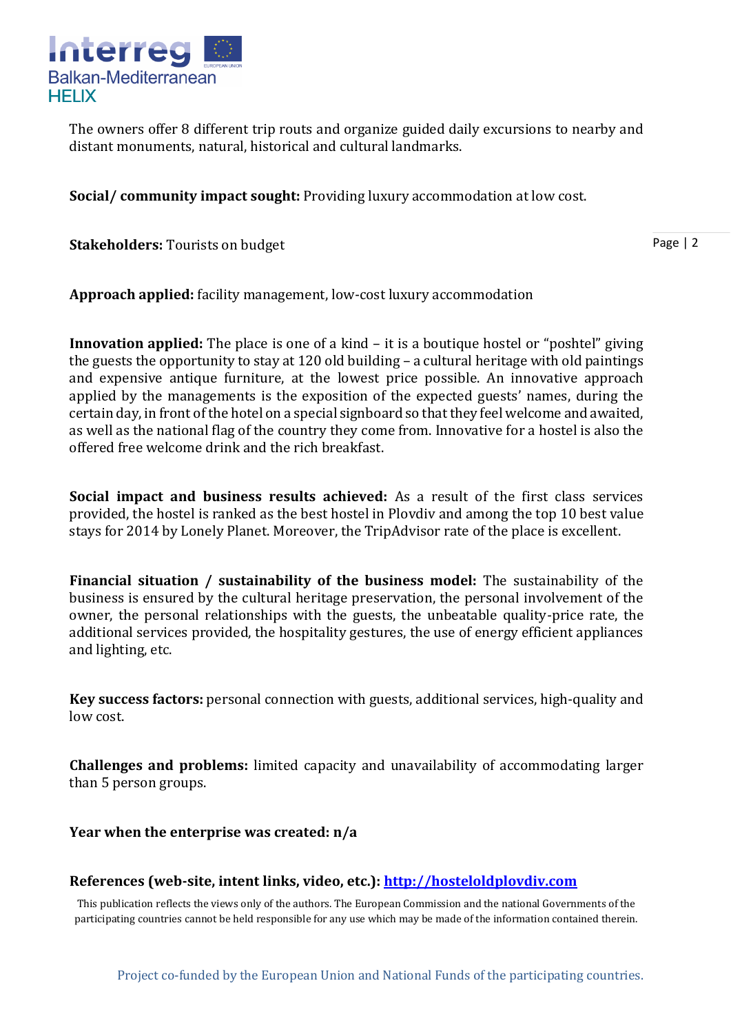The owners offer 8 different trip routs and organize guided daily excursions to nearby and distant monuments, natural, historical and cultural landmarks.

**Social/ community impact sought:** Providing luxury accommodation at low cost.

**Stakeholders:** Tourists on budget

**Approach applied:** facility management, low-cost luxury accommodation

**Innovation applied:** The place is one of a kind – it is a boutique hostel or "poshtel" giving the guests the opportunity to stay at 120 old building – a cultural heritage with old paintings and expensive antique furniture, at the lowest price possible. An innovative approach applied by the managements is the exposition of the expected guests' names, during the certain day, in front of the hotel on a special signboard so that they feel welcome and awaited, as well as the national flag of the country they come from. Innovative for a hostel is also the offered free welcome drink and the rich breakfast.

**Social impact and business results achieved:** As a result of the first class services provided, the hostel is ranked as the best hostel in Plovdiv and among the top 10 best value stays for 2014 by Lonely Planet. Moreover, the TripAdvisor rate of the place is excellent.

**Financial situation / sustainability of the business model:** The sustainability of the business is ensured by the cultural heritage preservation, the personal involvement of the owner, the personal relationships with the guests, the unbeatable quality-price rate, the additional services provided, the hospitality gestures, the use of energy efficient appliances and lighting, etc.

**Key success factors:** personal connection with guests, additional services, high-quality and low cost.

**Challenges and problems:** limited capacity and unavailability of accommodating larger than 5 person groups.

**Year when the enterprise was created: n/a**

**References (web-site, intent links, video, etc.): [http://hosteloldplovdiv.com](http://hosteloldplovdiv.com)**

This publication reflects the views only of the authors. The European Commission and the national Governments of the participating countries cannot be held responsible for any use which may be made of the information contained therein.